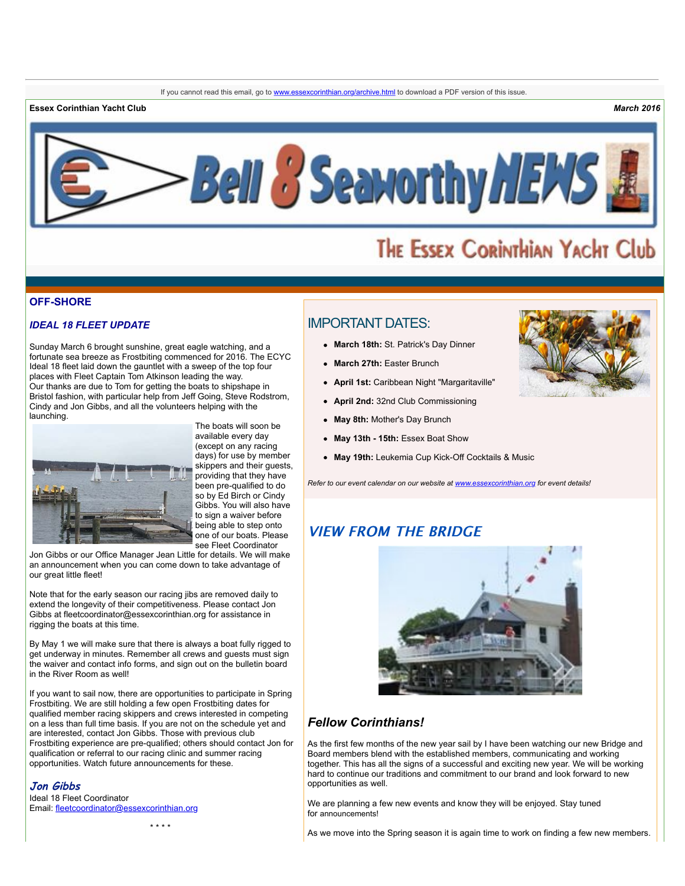If you cannot read this email, go to www.essexcorinthian.org/archive.html to download a PDF version of this issue.

**Essex Corinthian Yacht Club** ***March 2016***

# Bell 8 Seaworthy NEWS

## The Essex Corinthian Yacht Club

## OFF-SHORE

### *IDEAL 18 FLEET UPDATE*

Sunday March 6 brought sunshine, great eagle watching, and a fortunate sea breeze as Frostbiting commenced for 2016. The ECYC Ideal 18 fleet laid down the gauntlet with a sweep of the top four places with Fleet Captain Tom Atkinson leading the way. Our thanks are due to Tom for getting the boats to shipshape in Bristol fashion, with particular help from Jeff Going, Steve Rodstrom, Cindy and Jon Gibbs, and all the volunteers helping with the launching.

The boats will soon be available every day (except on any racing days) for use by member skippers and their guests, providing that they have been pre-qualified to do so by Ed Birch or Cindy Gibbs. You will also have to sign a waiver before being able to step onto one of our boats. Please see Fleet Coordinator Jon Gibbs or our Office Manager Jean Little for details. We will make an announcement when you can come down to take advantage of our great little fleet!

Note that for the early season our racing jibs are removed daily to extend the longevity of their competitiveness. Please contact Jon Gibbs at fleetcoordinator@essexcorinthian.org for assistance in rigging the boats at this time.

By May 1 we will make sure that there is always a boat fully rigged to get underway in minutes. Remember all crews and guests must sign the waiver and contact info forms, and sign out on the bulletin board in the River Room as well!

If you want to sail now, there are opportunities to participate in Spring Frostbiting. We are still holding a few open Frostbiting dates for qualified member racing skippers and crews interested in competing on a less than full time basis. If you are not on the schedule yet and are interested, contact Jon Gibbs. Those with previous club Frostbiting experience are pre-qualified; others should contact Jon for qualification or referral to our racing clinic and summer racing opportunities. Watch future announcements for these.

***Jon Gibbs***
Ideal 18 Fleet Coordinator
Email: fleetcoordinator@essexcorinthian.org

\* \* \* \*

## IMPORTANT DATES:

- **March 18th:** St. Patrick's Day Dinner
- **March 27th:** Easter Brunch
- **April 1st:** Caribbean Night "Margaritaville"
- **April 2nd:** 32nd Club Commissioning
- **May 8th:** Mother's Day Brunch
- **May 13th - 15th:** Essex Boat Show
- **May 19th:** Leukemia Cup Kick-Off Cocktails & Music

*Refer to our event calendar on our website at www.essexcorinthian.org for event details!*

## *VIEW FROM THE BRIDGE*

### *Fellow Corinthians!*

As the first few months of the new year sail by I have been watching our new Bridge and Board members blend with the established members, communicating and working together. This has all the signs of a successful and exciting new year. We will be working hard to continue our traditions and commitment to our brand and look forward to new opportunities as well.

We are planning a few new events and know they will be enjoyed. Stay tuned for announcements!

As we move into the Spring season it is again time to work on finding a few new members.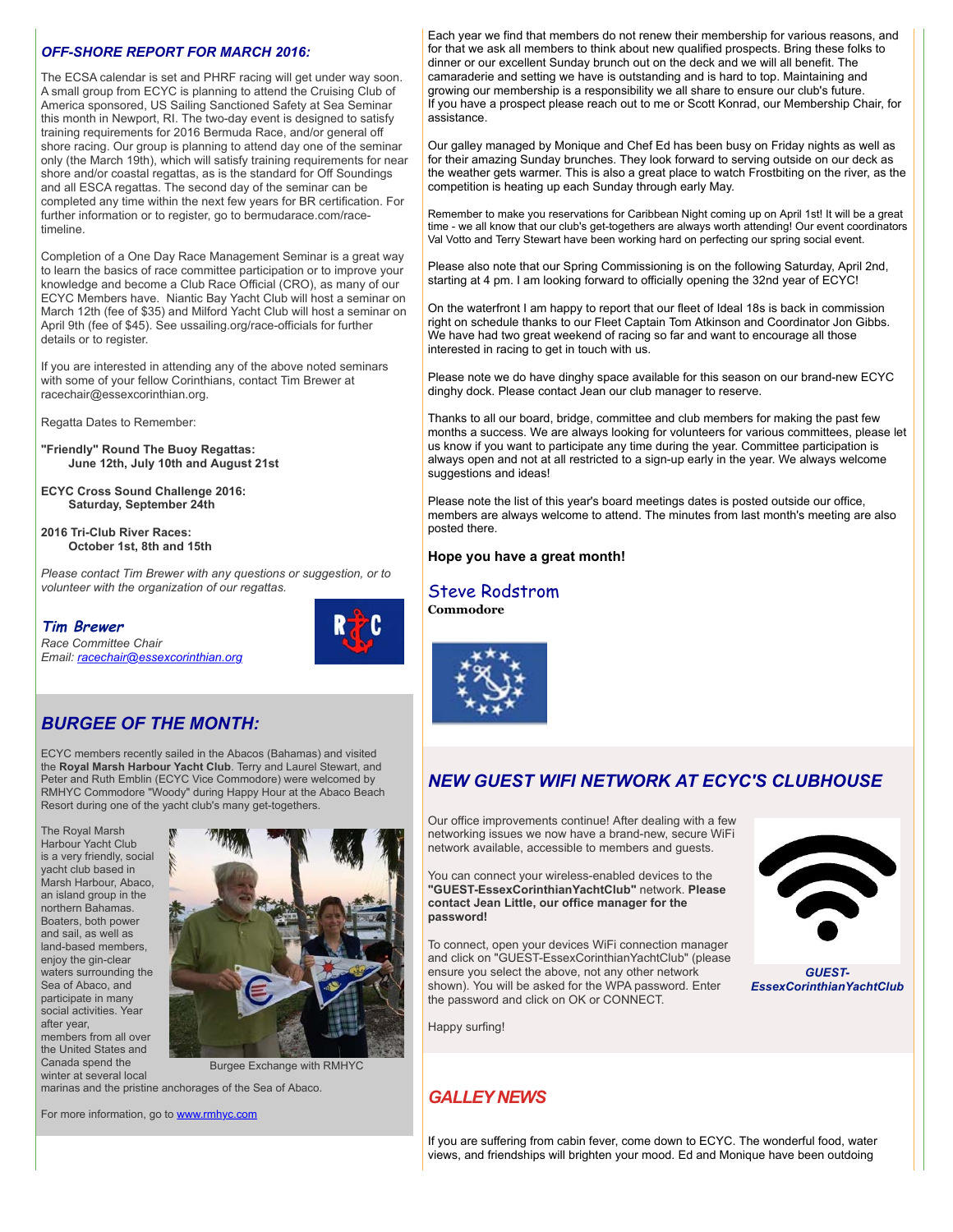### *OFF-SHORE REPORT FOR MARCH 2016:*

The ECSA calendar is set and PHRF racing will get under way soon. A small group from ECYC is planning to attend the Cruising Club of America sponsored, US Sailing Sanctioned Safety at Sea Seminar this month in Newport, RI. The two-day event is designed to satisfy training requirements for 2016 Bermuda Race, and/or general off shore racing. Our group is planning to attend day one of the seminar only (the March 19th), which will satisfy training requirements for near shore and/or coastal regattas, as is the standard for Off Soundings and all ESCA regattas. The second day of the seminar can be completed any time within the next few years for BR certification. For further information or to register, go to bermudarace.com/race-timeline.

Completion of a One Day Race Management Seminar is a great way to learn the basics of race committee participation or to improve your knowledge and become a Club Race Official (CRO), as many of our ECYC Members have. Niantic Bay Yacht Club will host a seminar on March 12th (fee of $35) and Milford Yacht Club will host a seminar on April 9th (fee of $45). See ussailing.org/race-officials for further details or to register.

If you are interested in attending any of the above noted seminars with some of your fellow Corinthians, contact Tim Brewer at racechair@essexcorinthian.org.

Regatta Dates to Remember:

**"Friendly" Round The Buoy Regattas:**
**June 12th, July 10th and August 21st**

**ECYC Cross Sound Challenge 2016:**
**Saturday, September 24th**

**2016 Tri-Club River Races:**
**October 1st, 8th and 15th**

*Please contact Tim Brewer with any questions or suggestion, or to volunteer with the organization of our regattas.*

***Tim Brewer***
*Race Committee Chair*
*Email: racechair@essexcorinthian.org*

### *BURGEE OF THE MONTH:*

ECYC members recently sailed in the Abacos (Bahamas) and visited the **Royal Marsh Harbour Yacht Club**. Terry and Laurel Stewart, and Peter and Ruth Emblin (ECYC Vice Commodore) were welcomed by RMHYC Commodore "Woody" during Happy Hour at the Abaco Beach Resort during one of the yacht club's many get-togethers.

The Royal Marsh Harbour Yacht Club is a very friendly, social yacht club based in Marsh Harbour, Abaco, an island group in the northern Bahamas. Boaters, both power and sail, as well as land-based members, enjoy the gin-clear waters surrounding the Sea of Abaco, and participate in many social activities. Year after year, members from all over the United States and Canada spend the winter at several local marinas and the pristine anchorages of the Sea of Abaco.

Burgee Exchange with RMHYC

For more information, go to www.rmhyc.com

Each year we find that members do not renew their membership for various reasons, and for that we ask all members to think about new qualified prospects. Bring these folks to dinner or our excellent Sunday brunch out on the deck and we will all benefit. The camaraderie and setting we have is outstanding and is hard to top. Maintaining and growing our membership is a responsibility we all share to ensure our club's future. If you have a prospect please reach out to me or Scott Konrad, our Membership Chair, for assistance.

Our galley managed by Monique and Chef Ed has been busy on Friday nights as well as for their amazing Sunday brunches. They look forward to serving outside on our deck as the weather gets warmer. This is also a great place to watch Frostbiting on the river, as the competition is heating up each Sunday through early May.

Remember to make you reservations for Caribbean Night coming up on April 1st! It will be a great time - we all know that our club's get-togethers are always worth attending! Our event coordinators Val Votto and Terry Stewart have been working hard on perfecting our spring social event.

Please also note that our Spring Commissioning is on the following Saturday, April 2nd, starting at 4 pm. I am looking forward to officially opening the 32nd year of ECYC!

On the waterfront I am happy to report that our fleet of Ideal 18s is back in commission right on schedule thanks to our Fleet Captain Tom Atkinson and Coordinator Jon Gibbs. We have had two great weekend of racing so far and want to encourage all those interested in racing to get in touch with us.

Please note we do have dinghy space available for this season on our brand-new ECYC dinghy dock. Please contact Jean our club manager to reserve.

Thanks to all our board, bridge, committee and club members for making the past few months a success. We are always looking for volunteers for various committees, please let us know if you want to participate any time during the year. Committee participation is always open and not at all restricted to a sign-up early in the year. We always welcome suggestions and ideas!

Please note the list of this year's board meetings dates is posted outside our office, members are always welcome to attend. The minutes from last month's meeting are also posted there.

**Hope you have a great month!**

Steve Rodstrom
**Commodore**

### *NEW GUEST WIFI NETWORK AT ECYC'S CLUBHOUSE*

Our office improvements continue! After dealing with a few networking issues we now have a brand-new, secure WiFi network available, accessible to members and guests.

You can connect your wireless-enabled devices to the **"GUEST-EssexCorinthianYachtClub"** network. **Please contact Jean Little, our office manager for the password!**

To connect, open your devices WiFi connection manager and click on "GUEST-EssexCorinthianYachtClub" (please ensure you select the above, not any other network shown). You will be asked for the WPA password. Enter the password and click on OK or CONNECT.

Happy surfing!

***GUEST-EssexCorinthianYachtClub***

### *GALLEY NEWS*

If you are suffering from cabin fever, come down to ECYC. The wonderful food, water views, and friendships will brighten your mood. Ed and Monique have been outdoing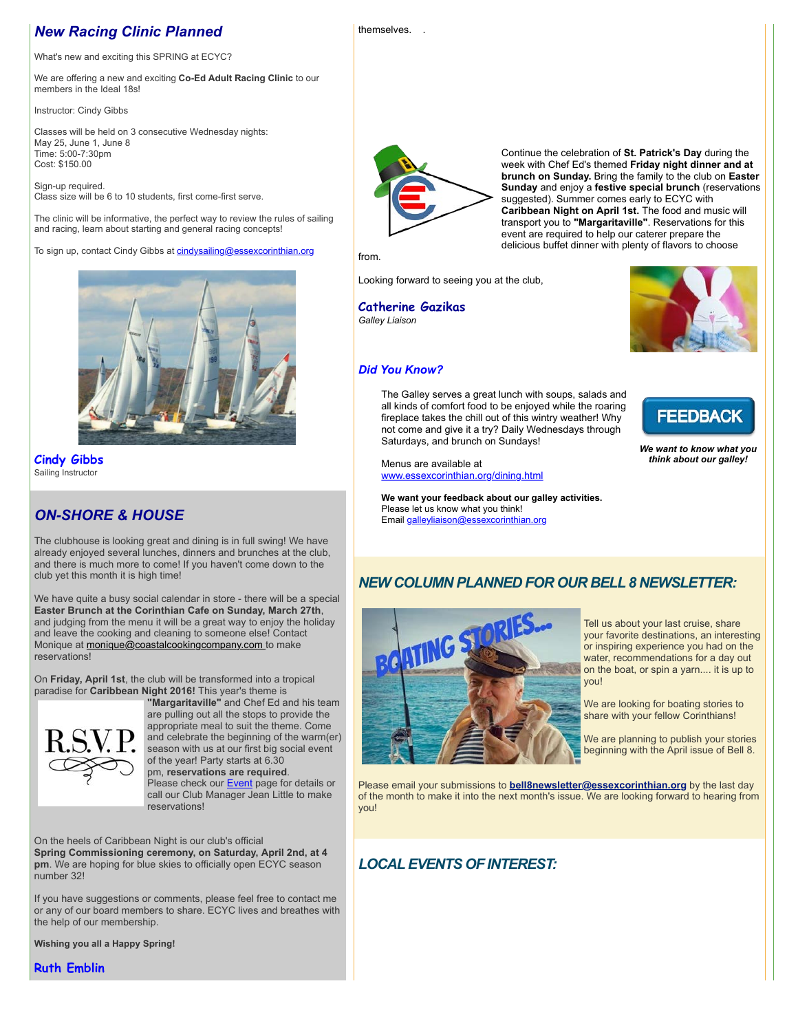## New Racing Clinic Planned

What's new and exciting this SPRING at ECYC?

We are offering a new and exciting **Co-Ed Adult Racing Clinic** to our members in the Ideal 18s!

Instructor: Cindy Gibbs

Classes will be held on 3 consecutive Wednesday nights:
May 25, June 1, June 8
Time: 5:00-7:30pm
Cost: $150.00

Sign-up required.
Class size will be 6 to 10 students, first come-first serve.

The clinic will be informative, the perfect way to review the rules of sailing and racing, learn about starting and general racing concepts!

To sign up, contact Cindy Gibbs at cindysailing@essexcorinthian.org

**Cindy Gibbs**
Sailing Instructor

## ON-SHORE & HOUSE

The clubhouse is looking great and dining is in full swing! We have already enjoyed several lunches, dinners and brunches at the club, and there is much more to come! If you haven't come down to the club yet this month it is high time!

We have quite a busy social calendar in store - there will be a special **Easter Brunch at the Corinthian Cafe on Sunday, March 27th**, and judging from the menu it will be a great way to enjoy the holiday and leave the cooking and cleaning to someone else! Contact Monique at monique@coastalcookingcompany.com to make reservations!

On **Friday, April 1st**, the club will be transformed into a tropical paradise for **Caribbean Night 2016!** This year's theme is **"Margaritaville"** and Chef Ed and his team are pulling out all the stops to provide the appropriate meal to suit the theme. Come and celebrate the beginning of the warm(er) season with us at our first big social event of the year! Party starts at 6.30 pm, **reservations are required**. Please check our Event page for details or call our Club Manager Jean Little to make reservations!

On the heels of Caribbean Night is our club's official **Spring Commissioning ceremony, on Saturday, April 2nd, at 4 pm**. We are hoping for blue skies to officially open ECYC season number 32!

If you have suggestions or comments, please feel free to contact me or any of our board members to share. ECYC lives and breathes with the help of our membership.

**Wishing you all a Happy Spring!**

**Ruth Emblin**

themselves.

Continue the celebration of **St. Patrick's Day** during the week with Chef Ed's themed **Friday night dinner and at brunch on Sunday.** Bring the family to the club on **Easter Sunday** and enjoy a **festive special brunch** (reservations suggested). Summer comes early to ECYC with **Caribbean Night on April 1st.** The food and music will transport you to **"Margaritaville"**. Reservations for this event are required to help our caterer prepare the delicious buffet dinner with plenty of flavors to choose from.

Looking forward to seeing you at the club,

**Catherine Gazikas**
*Galley Liaison*

### *Did You Know?*

The Galley serves a great lunch with soups, salads and all kinds of comfort food to be enjoyed while the roaring fireplace takes the chill out of this wintry weather! Why not come and give it a try? Daily Wednesdays through Saturdays, and brunch on Sundays!

Menus are available at www.essexcorinthian.org/dining.html

**We want your feedback about our galley activities.**
Please let us know what you think!
Email galleyliaison@essexcorinthian.org

FEEDBACK

***We want to know what you think about our galley!***

## NEW COLUMN PLANNED FOR OUR BELL 8 NEWSLETTER:

Tell us about your last cruise, share your favorite destinations, an interesting or inspiring experience you had on the water, recommendations for a day out on the boat, or spin a yarn.... it is up to you!

We are looking for boating stories to share with your fellow Corinthians!

We are planning to publish your stories beginning with the April issue of Bell 8.

Please email your submissions to **bell8newsletter@essexcorinthian.org** by the last day of the month to make it into the next month's issue. We are looking forward to hearing from you!

## LOCAL EVENTS OF INTEREST: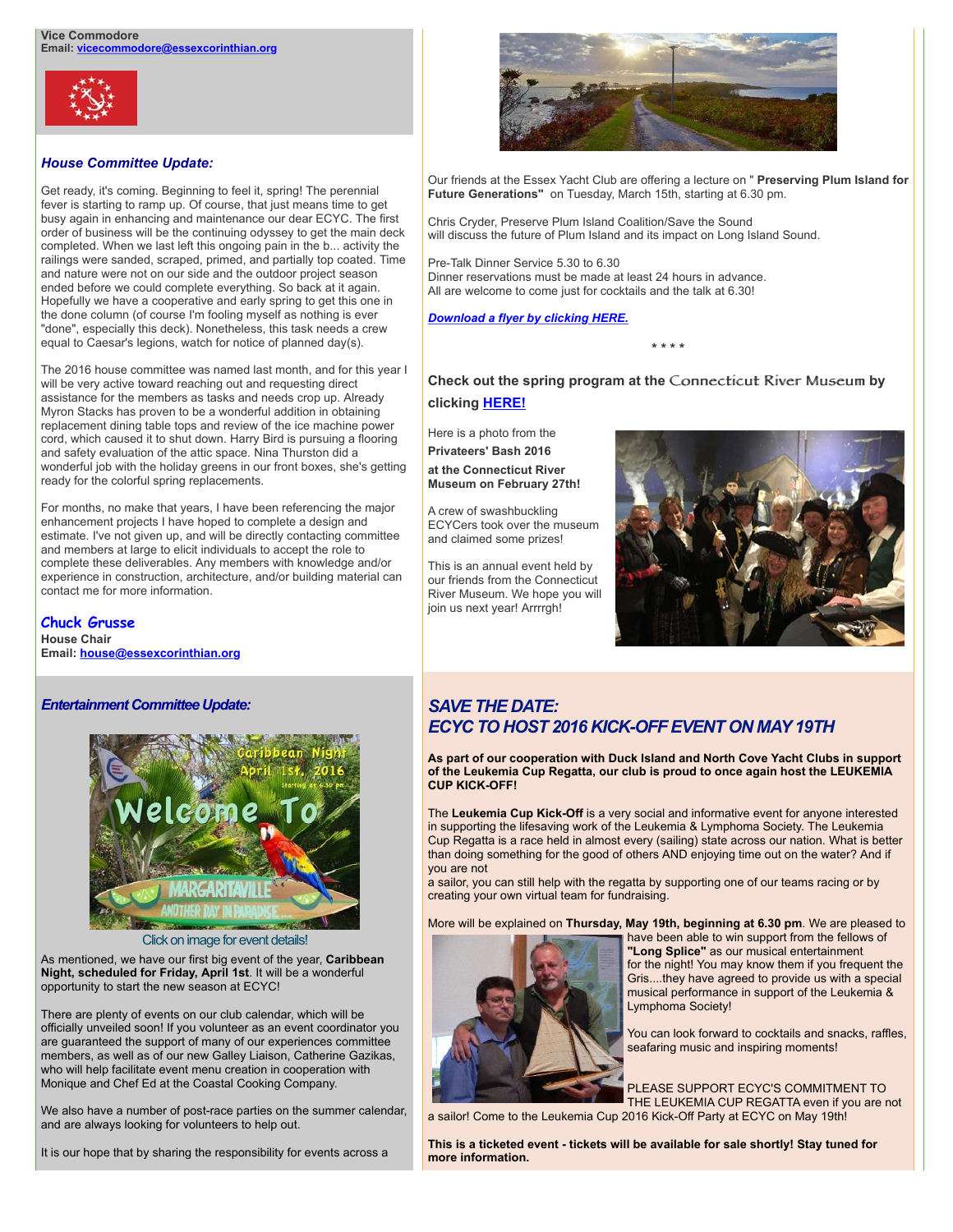**Vice Commodore**
**Email: vicecommodore@essexcorinthian.org**

### *House Committee Update:*

Get ready, it's coming. Beginning to feel it, spring! The perennial fever is starting to ramp up. Of course, that just means time to get busy again in enhancing and maintenance our dear ECYC. The first order of business will be the continuing odyssey to get the main deck completed. When we last left this ongoing pain in the b... activity the railings were sanded, scraped, primed, and partially top coated. Time and nature were not on our side and the outdoor project season ended before we could complete everything. So back at it again. Hopefully we have a cooperative and early spring to get this one in the done column (of course I'm fooling myself as nothing is ever "done", especially this deck). Nonetheless, this task needs a crew equal to Caesar's legions, watch for notice of planned day(s).

The 2016 house committee was named last month, and for this year I will be very active toward reaching out and requesting direct assistance for the members as tasks and needs crop up. Already Myron Stacks has proven to be a wonderful addition in obtaining replacement dining table tops and review of the ice machine power cord, which caused it to shut down. Harry Bird is pursuing a flooring and safety evaluation of the attic space. Nina Thurston did a wonderful job with the holiday greens in our front boxes, she's getting ready for the colorful spring replacements.

For months, no make that years, I have been referencing the major enhancement projects I have hoped to complete a design and estimate. I've not given up, and will be directly contacting committee and members at large to elicit individuals to accept the role to complete these deliverables. Any members with knowledge and/or experience in construction, architecture, and/or building material can contact me for more information.

**Chuck Grusse**
**House Chair**
**Email: house@essexcorinthian.org**

### *Entertainment Committee Update:*

Click on image for event details!

As mentioned, we have our first big event of the year, **Caribbean Night, scheduled for Friday, April 1st**. It will be a wonderful opportunity to start the new season at ECYC!

There are plenty of events on our club calendar, which will be officially unveiled soon! If you volunteer as an event coordinator you are guaranteed the support of many of our experiences committee members, as well as of our new Galley Liaison, Catherine Gazikas, who will help facilitate event menu creation in cooperation with Monique and Chef Ed at the Coastal Cooking Company.

We also have a number of post-race parties on the summer calendar, and are always looking for volunteers to help out.

It is our hope that by sharing the responsibility for events across a

Our friends at the Essex Yacht Club are offering a lecture on " **Preserving Plum Island for Future Generations"** on Tuesday, March 15th, starting at 6.30 pm.

Chris Cryder, Preserve Plum Island Coalition/Save the Sound will discuss the future of Plum Island and its impact on Long Island Sound.

Pre-Talk Dinner Service 5.30 to 6.30
Dinner reservations must be made at least 24 hours in advance.
All are welcome to come just for cocktails and the talk at 6.30!

***Download a flyer by clicking HERE.***

\* \* \* \*

**Check out the spring program at the Connecticut River Museum by clicking HERE!**

Here is a photo from the **Privateers' Bash 2016 at the Connecticut River Museum on February 27th!**

A crew of swashbuckling ECYCers took over the museum and claimed some prizes!

This is an annual event held by our friends from the Connecticut River Museum. We hope you will join us next year! Arrrrgh!

## *SAVE THE DATE: ECYC TO HOST 2016 KICK-OFF EVENT ON MAY 19TH*

**As part of our cooperation with Duck Island and North Cove Yacht Clubs in support of the Leukemia Cup Regatta, our club is proud to once again host the LEUKEMIA CUP KICK-OFF!**

The **Leukemia Cup Kick-Off** is a very social and informative event for anyone interested in supporting the lifesaving work of the Leukemia & Lymphoma Society. The Leukemia Cup Regatta is a race held in almost every (sailing) state across our nation. What is better than doing something for the good of others AND enjoying time out on the water? And if you are not a sailor, you can still help with the regatta by supporting one of our teams racing or by creating your own virtual team for fundraising.

More will be explained on **Thursday, May 19th, beginning at 6.30 pm**. We are pleased to have been able to win support from the fellows of **"Long Splice"** as our musical entertainment for the night! You may know them if you frequent the Gris....they have agreed to provide us with a special musical performance in support of the Leukemia & Lymphoma Society!

You can look forward to cocktails and snacks, raffles, seafaring music and inspiring moments!

PLEASE SUPPORT ECYC'S COMMITMENT TO THE LEUKEMIA CUP REGATTA even if you are not a sailor! Come to the Leukemia Cup 2016 Kick-Off Party at ECYC on May 19th!

**This is a ticketed event - tickets will be available for sale shortly! Stay tuned for more information.**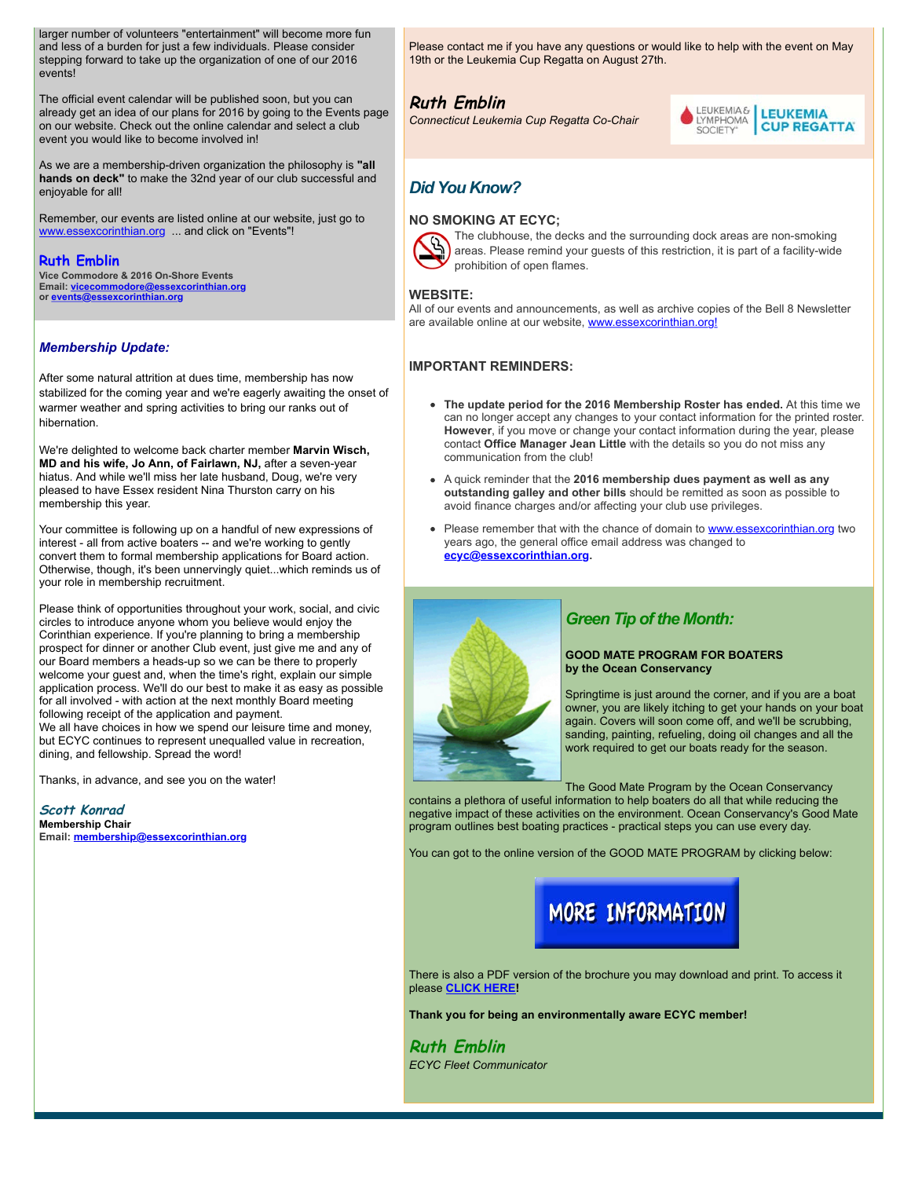larger number of volunteers "entertainment" will become more fun and less of a burden for just a few individuals. Please consider stepping forward to take up the organization of one of our 2016 events!

The official event calendar will be published soon, but you can already get an idea of our plans for 2016 by going to the Events page on our website. Check out the online calendar and select a club event you would like to become involved in!

As we are a membership-driven organization the philosophy is **"all hands on deck"** to make the 32nd year of our club successful and enjoyable for all!

Remember, our events are listed online at our website, just go to www.essexcorinthian.org ... and click on "Events"!

**Ruth Emblin**
**Vice Commodore & 2016 On-Shore Events**
**Email: vicecommodore@essexcorinthian.org**
**or events@essexcorinthian.org**

## *Membership Update:*

After some natural attrition at dues time, membership has now stabilized for the coming year and we're eagerly awaiting the onset of warmer weather and spring activities to bring our ranks out of hibernation.

We're delighted to welcome back charter member **Marvin Wisch, MD and his wife, Jo Ann, of Fairlawn, NJ,** after a seven-year hiatus. And while we'll miss her late husband, Doug, we're very pleased to have Essex resident Nina Thurston carry on his membership this year.

Your committee is following up on a handful of new expressions of interest - all from active boaters -- and we're working to gently convert them to formal membership applications for Board action. Otherwise, though, it's been unnervingly quiet...which reminds us of your role in membership recruitment.

Please think of opportunities throughout your work, social, and civic circles to introduce anyone whom you believe would enjoy the Corinthian experience. If you're planning to bring a membership prospect for dinner or another Club event, just give me and any of our Board members a heads-up so we can be there to properly welcome your guest and, when the time's right, explain our simple application process. We'll do our best to make it as easy as possible for all involved - with action at the next monthly Board meeting following receipt of the application and payment.
We all have choices in how we spend our leisure time and money, but ECYC continues to represent unequalled value in recreation, dining, and fellowship. Spread the word!

Thanks, in advance, and see you on the water!

***Scott Konrad***
**Membership Chair**
**Email: membership@essexcorinthian.org**

Please contact me if you have any questions or would like to help with the event on May 19th or the Leukemia Cup Regatta on August 27th.

***Ruth Emblin***
*Connecticut Leukemia Cup Regatta Co-Chair*

## *Did You Know?*

### NO SMOKING AT ECYC;

The clubhouse, the decks and the surrounding dock areas are non-smoking areas. Please remind your guests of this restriction, it is part of a facility-wide prohibition of open flames.

### WEBSITE:

All of our events and announcements, as well as archive copies of the Bell 8 Newsletter are available online at our website, www.essexcorinthian.org!

### IMPORTANT REMINDERS:

- **The update period for the 2016 Membership Roster has ended.** At this time we can no longer accept any changes to your contact information for the printed roster. **However**, if you move or change your contact information during the year, please contact **Office Manager Jean Little** with the details so you do not miss any communication from the club!
- A quick reminder that the **2016 membership dues payment as well as any outstanding galley and other bills** should be remitted as soon as possible to avoid finance charges and/or affecting your club use privileges.
- Please remember that with the chance of domain to www.essexcorinthian.org two years ago, the general office email address was changed to **ecyc@essexcorinthian.org.**

## *Green Tip of the Month:*

**GOOD MATE PROGRAM FOR BOATERS**
**by the Ocean Conservancy**

Springtime is just around the corner, and if you are a boat owner, you are likely itching to get your hands on your boat again. Covers will soon come off, and we'll be scrubbing, sanding, painting, refueling, doing oil changes and all the work required to get our boats ready for the season.

The Good Mate Program by the Ocean Conservancy contains a plethora of useful information to help boaters do all that while reducing the negative impact of these activities on the environment. Ocean Conservancy's Good Mate program outlines best boating practices - practical steps you can use every day.

You can got to the online version of the GOOD MATE PROGRAM by clicking below:

MORE INFORMATION

There is also a PDF version of the brochure you may download and print. To access it please **CLICK HERE!**

**Thank you for being an environmentally aware ECYC member!**

***Ruth Emblin***
*ECYC Fleet Communicator*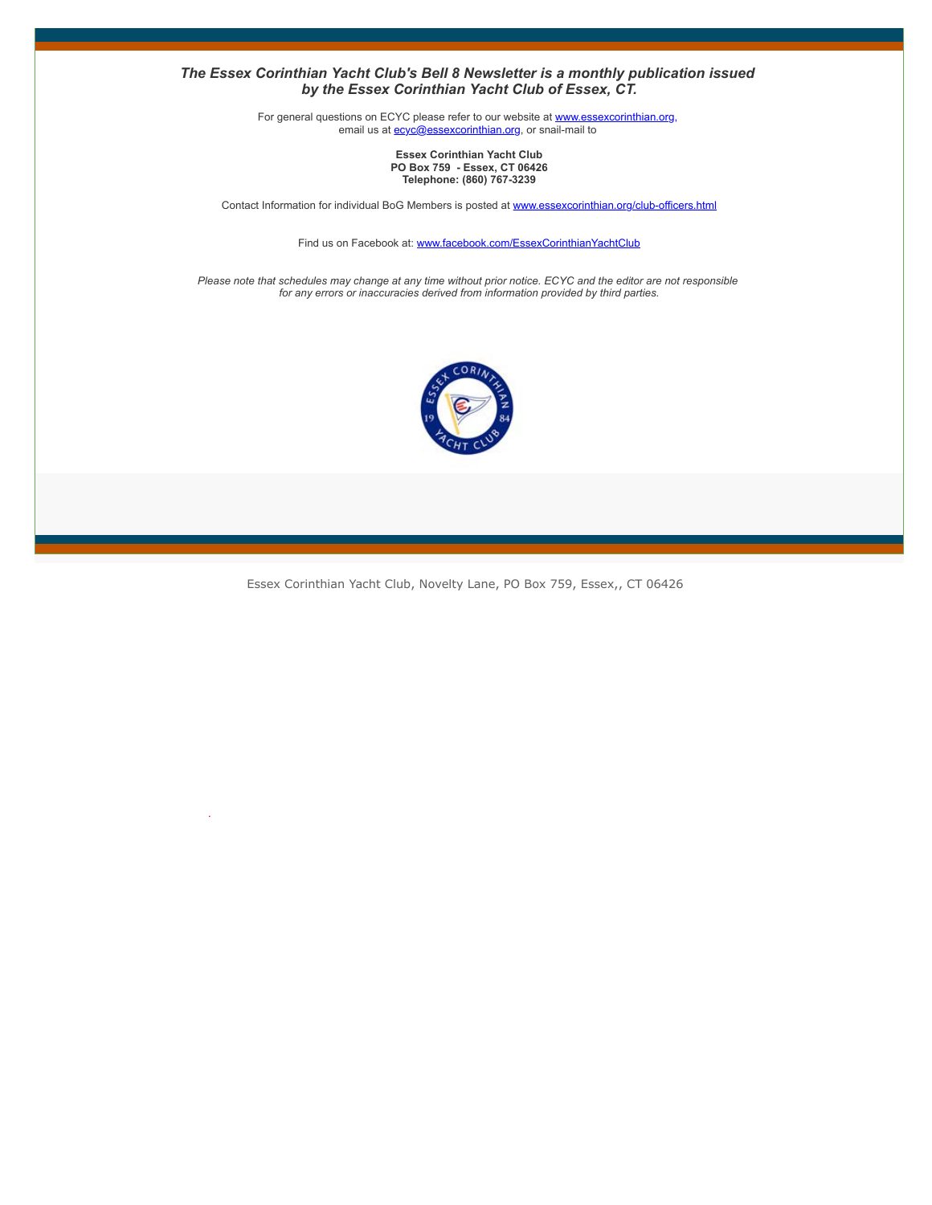***The Essex Corinthian Yacht Club's Bell 8 Newsletter is a monthly publication issued by the Essex Corinthian Yacht Club of Essex, CT.***

For general questions on ECYC please refer to our website at www.essexcorinthian.org, email us at ecyc@essexcorinthian.org, or snail-mail to

**Essex Corinthian Yacht Club**
**PO Box 759 - Essex, CT 06426**
**Telephone: (860) 767-3239**

Contact Information for individual BoG Members is posted at www.essexcorinthian.org/club-officers.html

Find us on Facebook at: www.facebook.com/EssexCorinthianYachtClub

*Please note that schedules may change at any time without prior notice. ECYC and the editor are not responsible for any errors or inaccuracies derived from information provided by third parties.*

Essex Corinthian Yacht Club, Novelty Lane, PO Box 759, Essex,, CT 06426